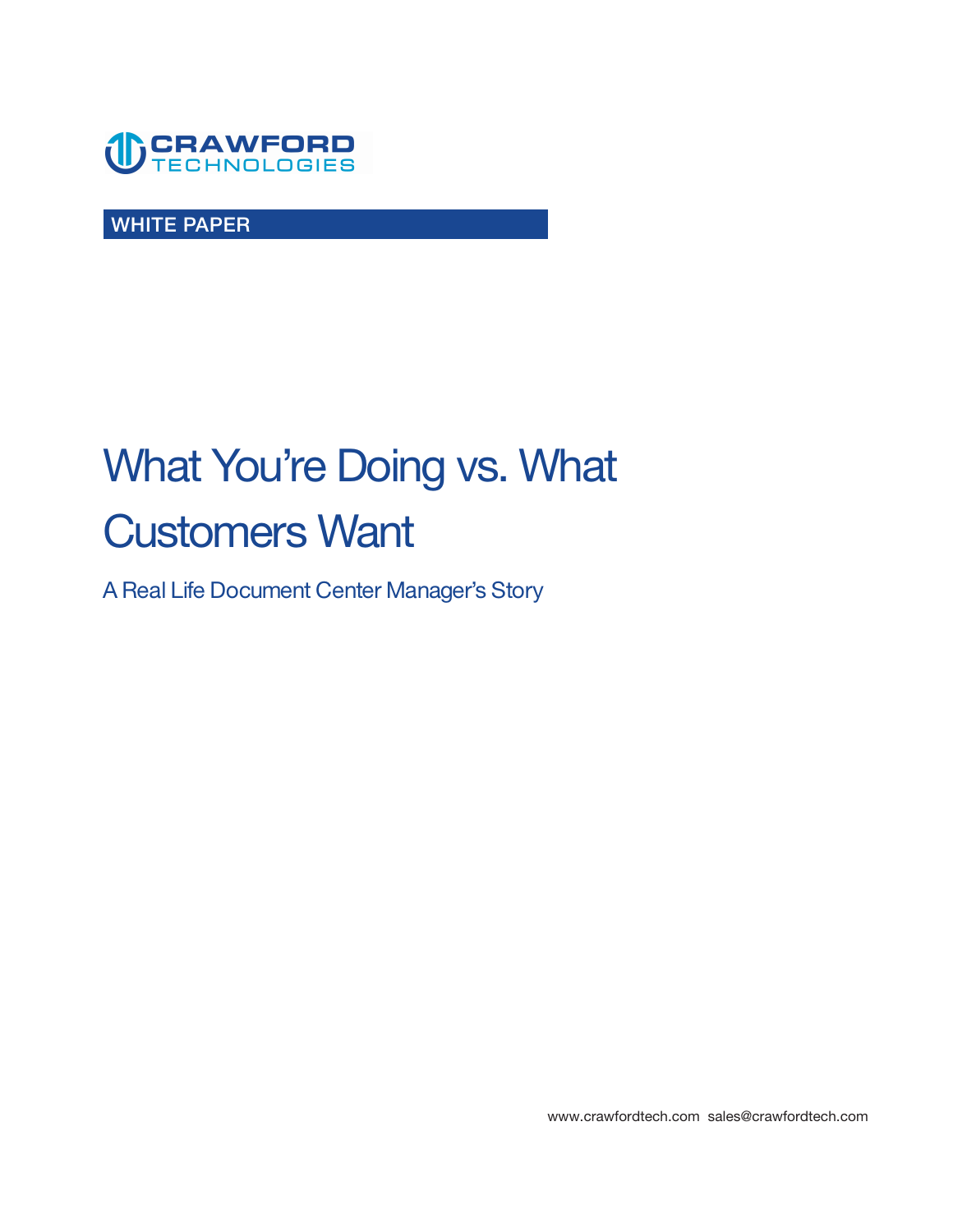CRAWFORD TECHNOLOGIES

WHITE PAPER

# What You're Doing vs. What Customers Want

## A Real Life Document Center Manager's Story

www.crawfordtech.com sales@crawfordtech.com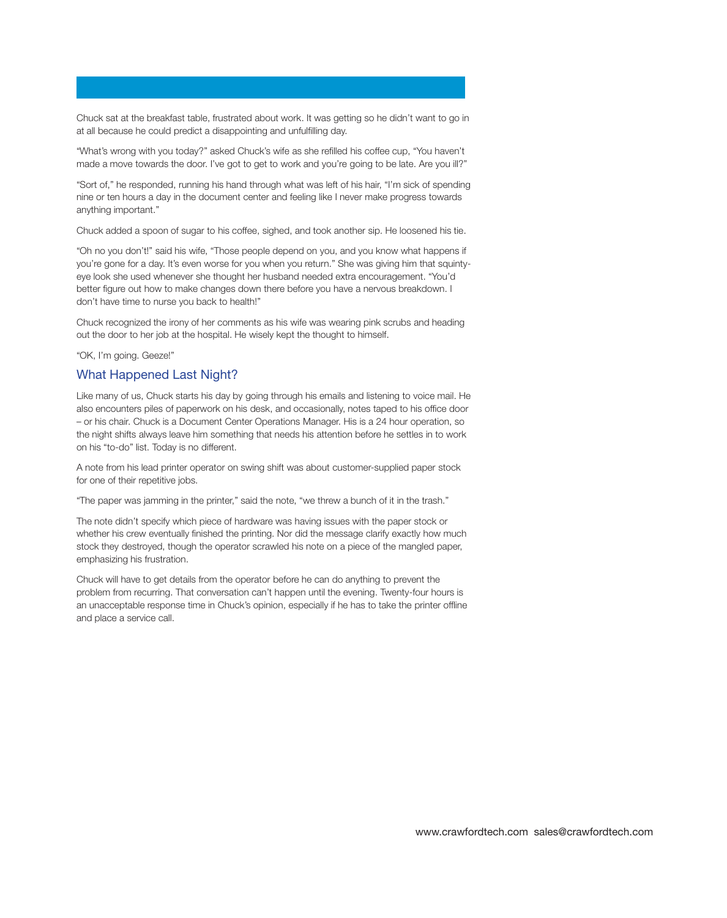Chuck sat at the breakfast table, frustrated about work. It was getting so he didn't want to go in at all because he could predict a disappointing and unfulfilling day.

"What's wrong with you today?" asked Chuck's wife as she refilled his coffee cup, "You haven't made a move towards the door. I've got to get to work and you're going to be late. Are you ill?"

"Sort of," he responded, running his hand through what was left of his hair, "I'm sick of spending nine or ten hours a day in the document center and feeling like I never make progress towards anything important."

Chuck added a spoon of sugar to his coffee, sighed, and took another sip. He loosened his tie.

"Oh no you don't!" said his wife, "Those people depend on you, and you know what happens if you're gone for a day. It's even worse for you when you return." She was giving him that squinty-eye look she used whenever she thought her husband needed extra encouragement. "You'd better figure out how to make changes down there before you have a nervous breakdown. I don't have time to nurse you back to health!"

Chuck recognized the irony of her comments as his wife was wearing pink scrubs and heading out the door to her job at the hospital. He wisely kept the thought to himself.

"OK, I'm going. Geeze!"

## What Happened Last Night?

Like many of us, Chuck starts his day by going through his emails and listening to voice mail. He also encounters piles of paperwork on his desk, and occasionally, notes taped to his office door – or his chair. Chuck is a Document Center Operations Manager. His is a 24 hour operation, so the night shifts always leave him something that needs his attention before he settles in to work on his "to-do" list. Today is no different.

A note from his lead printer operator on swing shift was about customer-supplied paper stock for one of their repetitive jobs.

"The paper was jamming in the printer," said the note, "we threw a bunch of it in the trash."

The note didn't specify which piece of hardware was having issues with the paper stock or whether his crew eventually finished the printing. Nor did the message clarify exactly how much stock they destroyed, though the operator scrawled his note on a piece of the mangled paper, emphasizing his frustration.

Chuck will have to get details from the operator before he can do anything to prevent the problem from recurring. That conversation can't happen until the evening. Twenty-four hours is an unacceptable response time in Chuck's opinion, especially if he has to take the printer offline and place a service call.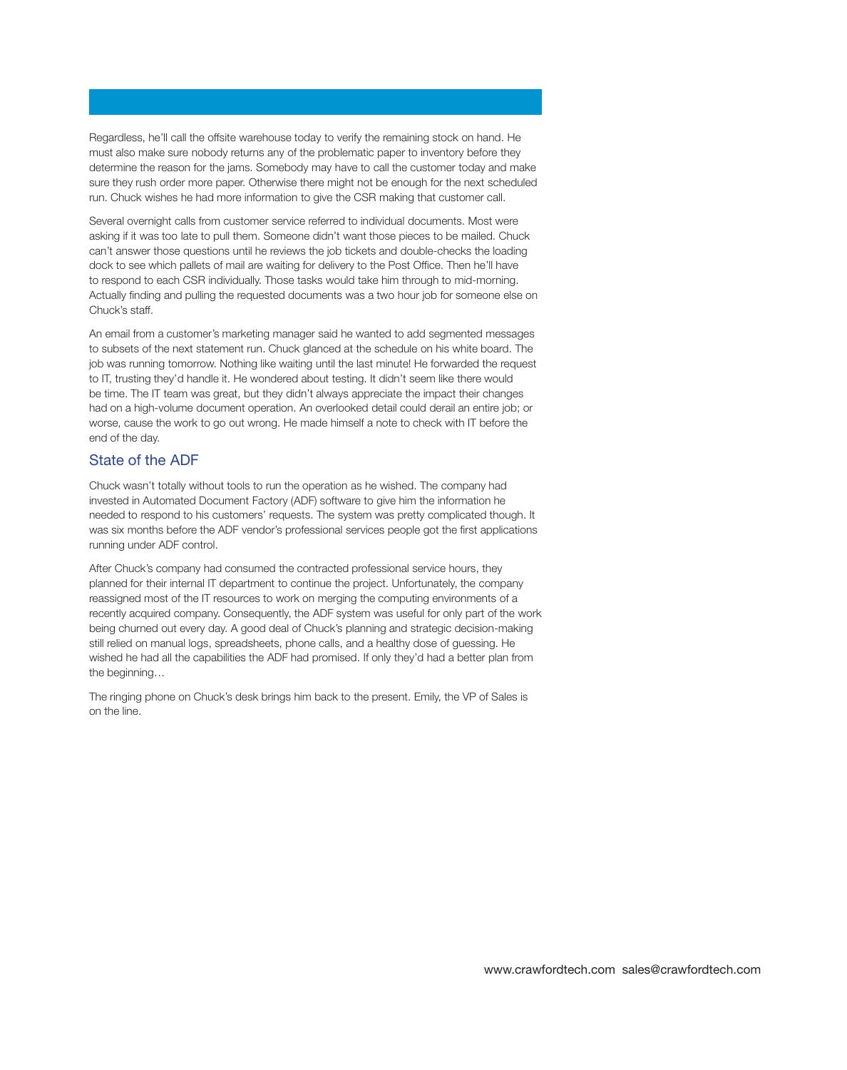Regardless, he'll call the offsite warehouse today to verify the remaining stock on hand. He must also make sure nobody returns any of the problematic paper to inventory before they determine the reason for the jams. Somebody may have to call the customer today and make sure they rush order more paper. Otherwise there might not be enough for the next scheduled run. Chuck wishes he had more information to give the CSR making that customer call.

Several overnight calls from customer service referred to individual documents. Most were asking if it was too late to pull them. Someone didn't want those pieces to be mailed. Chuck can't answer those questions until he reviews the job tickets and double-checks the loading dock to see which pallets of mail are waiting for delivery to the Post Office. Then he'll have to respond to each CSR individually. Those tasks would take him through to mid-morning. Actually finding and pulling the requested documents was a two hour job for someone else on Chuck's staff.

An email from a customer's marketing manager said he wanted to add segmented messages to subsets of the next statement run. Chuck glanced at the schedule on his white board. The job was running tomorrow. Nothing like waiting until the last minute! He forwarded the request to IT, trusting they'd handle it. He wondered about testing. It didn't seem like there would be time. The IT team was great, but they didn't always appreciate the impact their changes had on a high-volume document operation. An overlooked detail could derail an entire job; or worse, cause the work to go out wrong. He made himself a note to check with IT before the end of the day.

## State of the ADF

Chuck wasn't totally without tools to run the operation as he wished. The company had invested in Automated Document Factory (ADF) software to give him the information he needed to respond to his customers' requests. The system was pretty complicated though. It was six months before the ADF vendor's professional services people got the first applications running under ADF control.

After Chuck's company had consumed the contracted professional service hours, they planned for their internal IT department to continue the project. Unfortunately, the company reassigned most of the IT resources to work on merging the computing environments of a recently acquired company. Consequently, the ADF system was useful for only part of the work being churned out every day. A good deal of Chuck's planning and strategic decision-making still relied on manual logs, spreadsheets, phone calls, and a healthy dose of guessing. He wished he had all the capabilities the ADF had promised. If only they'd had a better plan from the beginning…

The ringing phone on Chuck's desk brings him back to the present. Emily, the VP of Sales is on the line.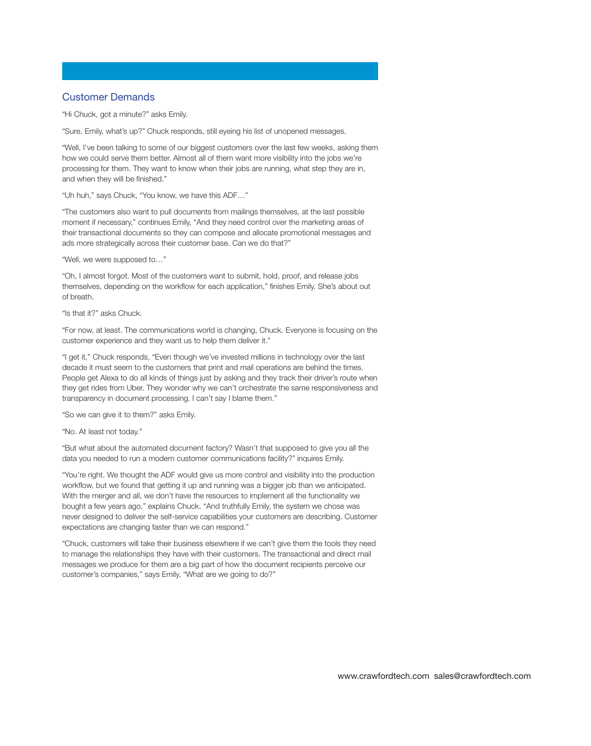## Customer Demands

"Hi Chuck, got a minute?" asks Emily.

"Sure, Emily, what's up?" Chuck responds, still eyeing his list of unopened messages.

"Well, I've been talking to some of our biggest customers over the last few weeks, asking them how we could serve them better. Almost all of them want more visibility into the jobs we're processing for them. They want to know when their jobs are running, what step they are in, and when they will be finished."

"Uh huh," says Chuck, "You know, we have this ADF…"

"The customers also want to pull documents from mailings themselves, at the last possible moment if necessary," continues Emily, "And they need control over the marketing areas of their transactional documents so they can compose and allocate promotional messages and ads more strategically across their customer base. Can we do that?"

"Well, we were supposed to…"

"Oh, I almost forgot. Most of the customers want to submit, hold, proof, and release jobs themselves, depending on the workflow for each application," finishes Emily. She's about out of breath.

"Is that it?" asks Chuck.

"For now, at least. The communications world is changing, Chuck. Everyone is focusing on the customer experience and they want us to help them deliver it."

"I get it," Chuck responds, "Even though we've invested millions in technology over the last decade it must seem to the customers that print and mail operations are behind the times. People get Alexa to do all kinds of things just by asking and they track their driver's route when they get rides from Uber. They wonder why we can't orchestrate the same responsiveness and transparency in document processing. I can't say I blame them."

"So we can give it to them?" asks Emily.

"No. At least not today."

"But what about the automated document factory? Wasn't that supposed to give you all the data you needed to run a modern customer communications facility?" inquires Emily.

"You're right. We thought the ADF would give us more control and visibility into the production workflow, but we found that getting it up and running was a bigger job than we anticipated. With the merger and all, we don't have the resources to implement all the functionality we bought a few years ago," explains Chuck. "And truthfully Emily, the system we chose was never designed to deliver the self-service capabilities your customers are describing. Customer expectations are changing faster than we can respond."

"Chuck, customers will take their business elsewhere if we can't give them the tools they need to manage the relationships they have with their customers. The transactional and direct mail messages we produce for them are a big part of how the document recipients perceive our customer's companies," says Emily, "What are we going to do?"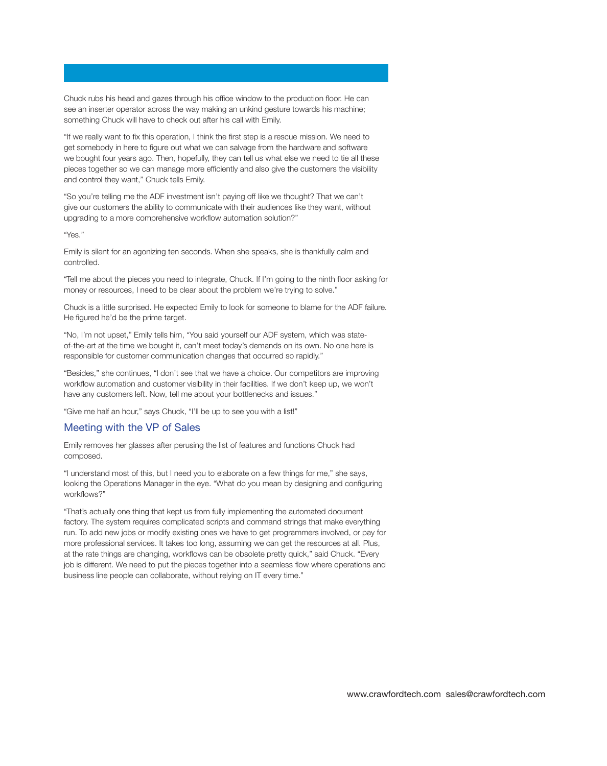Chuck rubs his head and gazes through his office window to the production floor. He can see an inserter operator across the way making an unkind gesture towards his machine; something Chuck will have to check out after his call with Emily.

"If we really want to fix this operation, I think the first step is a rescue mission. We need to get somebody in here to figure out what we can salvage from the hardware and software we bought four years ago. Then, hopefully, they can tell us what else we need to tie all these pieces together so we can manage more efficiently and also give the customers the visibility and control they want," Chuck tells Emily.

"So you're telling me the ADF investment isn't paying off like we thought? That we can't give our customers the ability to communicate with their audiences like they want, without upgrading to a more comprehensive workflow automation solution?"

"Yes."

Emily is silent for an agonizing ten seconds. When she speaks, she is thankfully calm and controlled.

"Tell me about the pieces you need to integrate, Chuck. If I'm going to the ninth floor asking for money or resources, I need to be clear about the problem we're trying to solve."

Chuck is a little surprised. He expected Emily to look for someone to blame for the ADF failure. He figured he'd be the prime target.

"No, I'm not upset," Emily tells him, "You said yourself our ADF system, which was state-of-the-art at the time we bought it, can't meet today's demands on its own. No one here is responsible for customer communication changes that occurred so rapidly."

"Besides," she continues, "I don't see that we have a choice. Our competitors are improving workflow automation and customer visibility in their facilities. If we don't keep up, we won't have any customers left. Now, tell me about your bottlenecks and issues."

"Give me half an hour," says Chuck, "I'll be up to see you with a list!"

## Meeting with the VP of Sales

Emily removes her glasses after perusing the list of features and functions Chuck had composed.

"I understand most of this, but I need you to elaborate on a few things for me," she says, looking the Operations Manager in the eye. "What do you mean by designing and configuring workflows?"

"That's actually one thing that kept us from fully implementing the automated document factory. The system requires complicated scripts and command strings that make everything run. To add new jobs or modify existing ones we have to get programmers involved, or pay for more professional services. It takes too long, assuming we can get the resources at all. Plus, at the rate things are changing, workflows can be obsolete pretty quick," said Chuck. "Every job is different. We need to put the pieces together into a seamless flow where operations and business line people can collaborate, without relying on IT every time."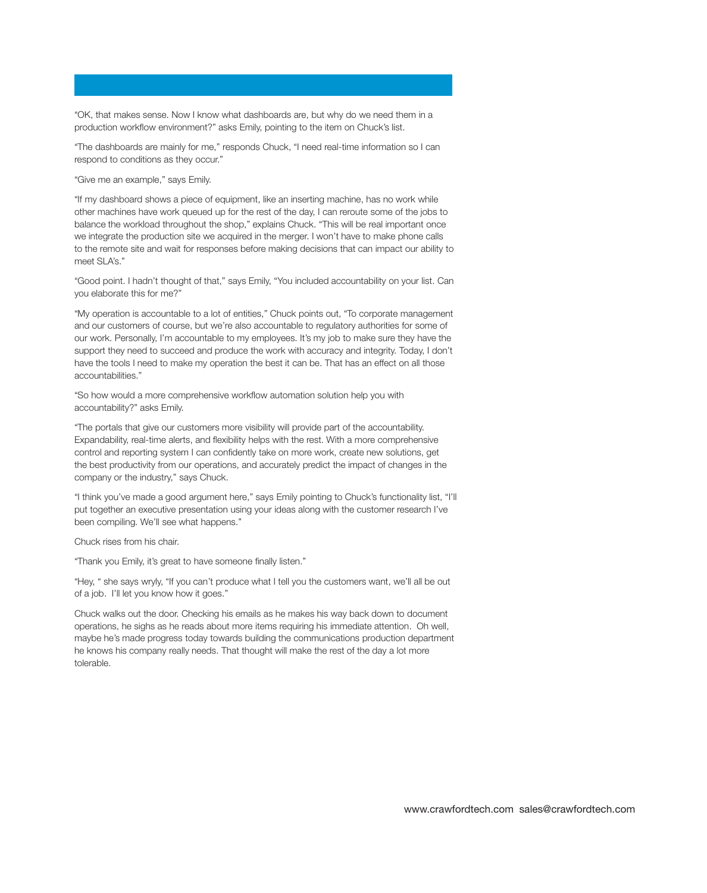“OK, that makes sense. Now I know what dashboards are, but why do we need them in a production workflow environment?” asks Emily, pointing to the item on Chuck’s list.

“The dashboards are mainly for me,” responds Chuck, “I need real-time information so I can respond to conditions as they occur.”

“Give me an example,” says Emily.

“If my dashboard shows a piece of equipment, like an inserting machine, has no work while other machines have work queued up for the rest of the day, I can reroute some of the jobs to balance the workload throughout the shop,” explains Chuck. “This will be real important once we integrate the production site we acquired in the merger. I won’t have to make phone calls to the remote site and wait for responses before making decisions that can impact our ability to meet SLA’s.”

“Good point. I hadn’t thought of that,” says Emily, “You included accountability on your list. Can you elaborate this for me?”

“My operation is accountable to a lot of entities,” Chuck points out, “To corporate management and our customers of course, but we’re also accountable to regulatory authorities for some of our work. Personally, I’m accountable to my employees. It’s my job to make sure they have the support they need to succeed and produce the work with accuracy and integrity. Today, I don’t have the tools I need to make my operation the best it can be. That has an effect on all those accountabilities.”

“So how would a more comprehensive workflow automation solution help you with accountability?” asks Emily.

“The portals that give our customers more visibility will provide part of the accountability. Expandability, real-time alerts, and flexibility helps with the rest. With a more comprehensive control and reporting system I can confidently take on more work, create new solutions, get the best productivity from our operations, and accurately predict the impact of changes in the company or the industry,” says Chuck.

“I think you’ve made a good argument here,” says Emily pointing to Chuck’s functionality list, “I’ll put together an executive presentation using your ideas along with the customer research I’ve been compiling. We’ll see what happens.”

Chuck rises from his chair.

“Thank you Emily, it’s great to have someone finally listen.”

“Hey, “ she says wryly, “If you can’t produce what I tell you the customers want, we’ll all be out of a job. I’ll let you know how it goes.”

Chuck walks out the door. Checking his emails as he makes his way back down to document operations, he sighs as he reads about more items requiring his immediate attention. Oh well, maybe he’s made progress today towards building the communications production department he knows his company really needs. That thought will make the rest of the day a lot more tolerable.

www.crawfordtech.com sales@crawfordtech.com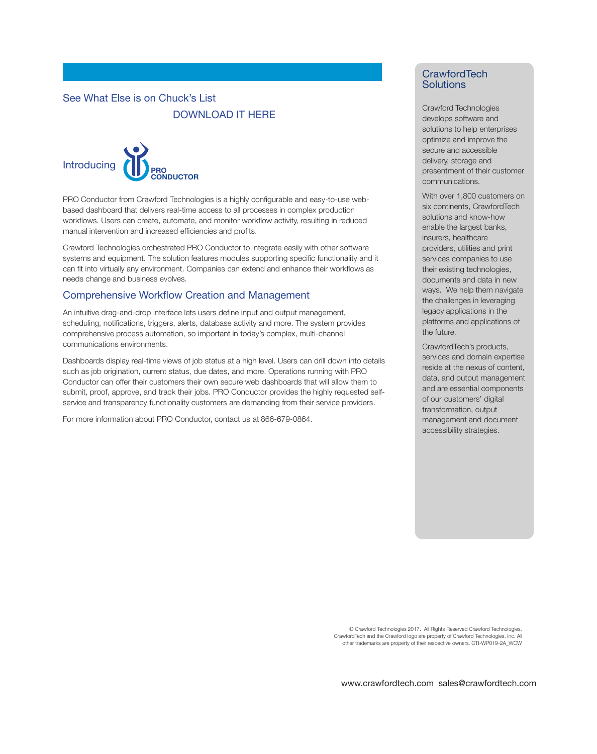See What Else is on Chuck's List

DOWNLOAD IT HERE

## Introducing PRO CONDUCTOR

PRO Conductor from Crawford Technologies is a highly configurable and easy-to-use web-based dashboard that delivers real-time access to all processes in complex production workflows. Users can create, automate, and monitor workflow activity, resulting in reduced manual intervention and increased efficiencies and profits.

Crawford Technologies orchestrated PRO Conductor to integrate easily with other software systems and equipment. The solution features modules supporting specific functionality and it can fit into virtually any environment. Companies can extend and enhance their workflows as needs change and business evolves.

## Comprehensive Workflow Creation and Management

An intuitive drag-and-drop interface lets users define input and output management, scheduling, notifications, triggers, alerts, database activity and more. The system provides comprehensive process automation, so important in today's complex, multi-channel communications environments.

Dashboards display real-time views of job status at a high level. Users can drill down into details such as job origination, current status, due dates, and more. Operations running with PRO Conductor can offer their customers their own secure web dashboards that will allow them to submit, proof, approve, and track their jobs. PRO Conductor provides the highly requested self-service and transparency functionality customers are demanding from their service providers.

For more information about PRO Conductor, contact us at 866-679-0864.

## CrawfordTech Solutions

Crawford Technologies develops software and solutions to help enterprises optimize and improve the secure and accessible delivery, storage and presentment of their customer communications.

With over 1,800 customers on six continents, CrawfordTech solutions and know-how enable the largest banks, insurers, healthcare providers, utilities and print services companies to use their existing technologies, documents and data in new ways. We help them navigate the challenges in leveraging legacy applications in the platforms and applications of the future.

CrawfordTech's products, services and domain expertise reside at the nexus of content, data, and output management and are essential components of our customers' digital transformation, output management and document accessibility strategies.

© Crawford Technologies 2017. All Rights Reserved Crawford Technologies, CrawfordTech and the Crawford logo are property of Crawford Technologies, Inc. All other trademarks are property of their respective owners. CTI-WP019-2A_WCW

www.crawfordtech.com sales@crawfordtech.com